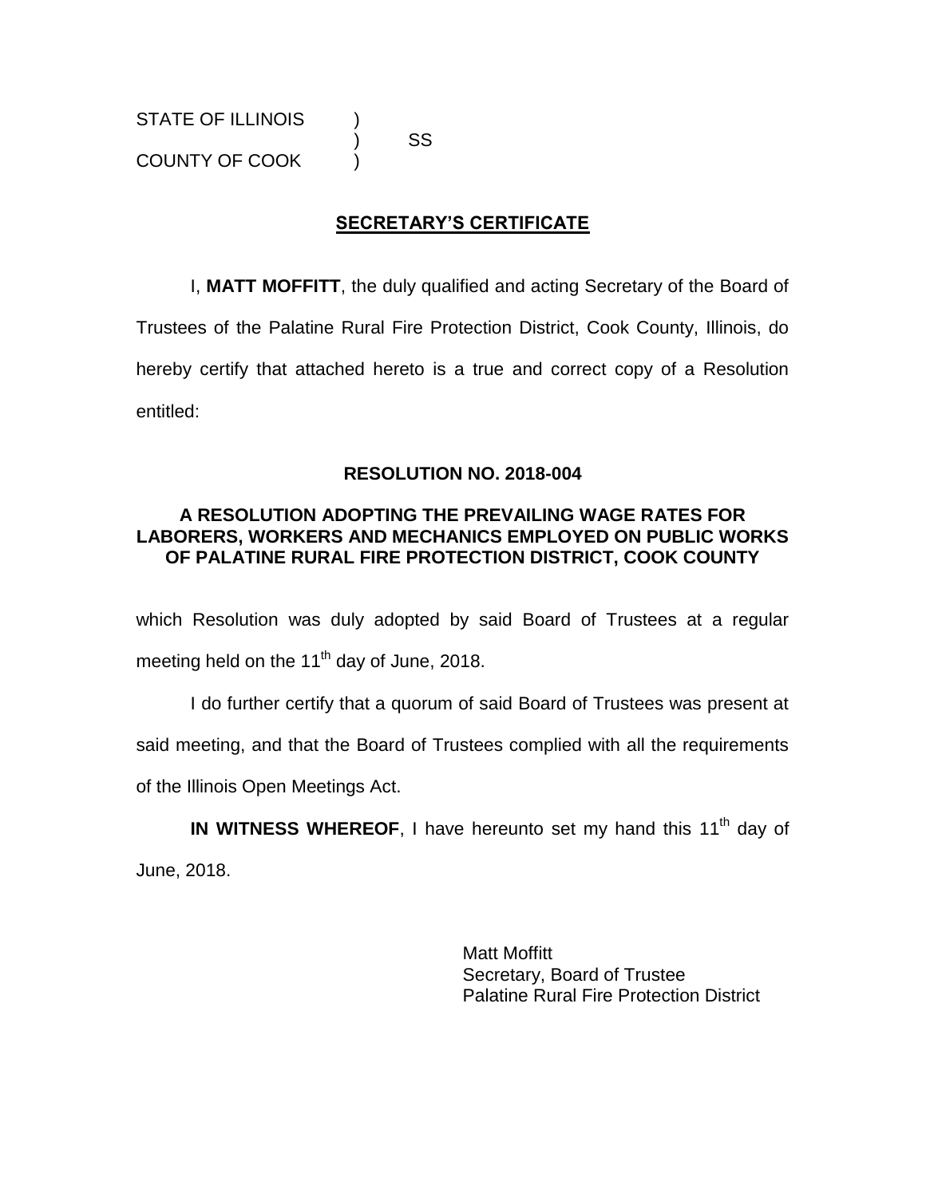STATE OF ILLINOIS )
) SS
COUNTY OF COOK )

## SECRETARY'S CERTIFICATE

I, **MATT MOFFITT**, the duly qualified and acting Secretary of the Board of Trustees of the Palatine Rural Fire Protection District, Cook County, Illinois, do hereby certify that attached hereto is a true and correct copy of a Resolution entitled:

**RESOLUTION NO. 2018-004**

**A RESOLUTION ADOPTING THE PREVAILING WAGE RATES FOR LABORERS, WORKERS AND MECHANICS EMPLOYED ON PUBLIC WORKS OF PALATINE RURAL FIRE PROTECTION DISTRICT, COOK COUNTY**

which Resolution was duly adopted by said Board of Trustees at a regular meeting held on the 11th day of June, 2018.

I do further certify that a quorum of said Board of Trustees was present at said meeting, and that the Board of Trustees complied with all the requirements of the Illinois Open Meetings Act.

**IN WITNESS WHEREOF**, I have hereunto set my hand this 11th day of June, 2018.

Matt Moffitt
Secretary, Board of Trustee
Palatine Rural Fire Protection District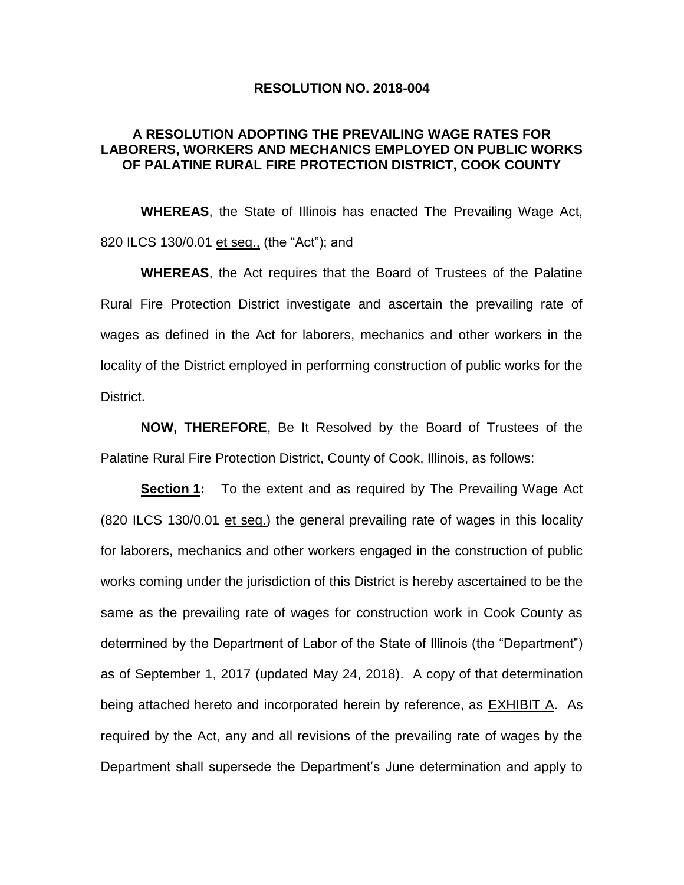**RESOLUTION NO. 2018-004**

**A RESOLUTION ADOPTING THE PREVAILING WAGE RATES FOR LABORERS, WORKERS AND MECHANICS EMPLOYED ON PUBLIC WORKS OF PALATINE RURAL FIRE PROTECTION DISTRICT, COOK COUNTY**

**WHEREAS**, the State of Illinois has enacted The Prevailing Wage Act, 820 ILCS 130/0.01 <u>et seq.,</u> (the "Act"); and

**WHEREAS**, the Act requires that the Board of Trustees of the Palatine Rural Fire Protection District investigate and ascertain the prevailing rate of wages as defined in the Act for laborers, mechanics and other workers in the locality of the District employed in performing construction of public works for the District.

**NOW, THEREFORE**, Be It Resolved by the Board of Trustees of the Palatine Rural Fire Protection District, County of Cook, Illinois, as follows:

**<u>Section 1</u>:** To the extent and as required by The Prevailing Wage Act (820 ILCS 130/0.01 <u>et seq.</u>) the general prevailing rate of wages in this locality for laborers, mechanics and other workers engaged in the construction of public works coming under the jurisdiction of this District is hereby ascertained to be the same as the prevailing rate of wages for construction work in Cook County as determined by the Department of Labor of the State of Illinois (the "Department") as of September 1, 2017 (updated May 24, 2018). A copy of that determination being attached hereto and incorporated herein by reference, as <u>EXHIBIT A</u>. As required by the Act, any and all revisions of the prevailing rate of wages by the Department shall supersede the Department's June determination and apply to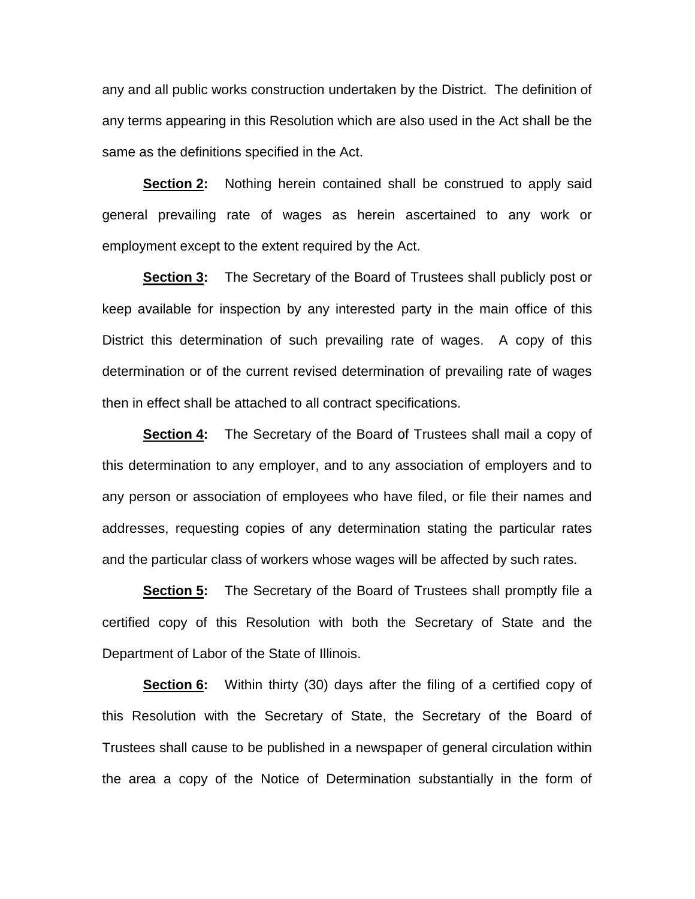any and all public works construction undertaken by the District. The definition of any terms appearing in this Resolution which are also used in the Act shall be the same as the definitions specified in the Act.

**Section 2:** Nothing herein contained shall be construed to apply said general prevailing rate of wages as herein ascertained to any work or employment except to the extent required by the Act.

**Section 3:** The Secretary of the Board of Trustees shall publicly post or keep available for inspection by any interested party in the main office of this District this determination of such prevailing rate of wages. A copy of this determination or of the current revised determination of prevailing rate of wages then in effect shall be attached to all contract specifications.

**Section 4:** The Secretary of the Board of Trustees shall mail a copy of this determination to any employer, and to any association of employers and to any person or association of employees who have filed, or file their names and addresses, requesting copies of any determination stating the particular rates and the particular class of workers whose wages will be affected by such rates.

**Section 5:** The Secretary of the Board of Trustees shall promptly file a certified copy of this Resolution with both the Secretary of State and the Department of Labor of the State of Illinois.

**Section 6:** Within thirty (30) days after the filing of a certified copy of this Resolution with the Secretary of State, the Secretary of the Board of Trustees shall cause to be published in a newspaper of general circulation within the area a copy of the Notice of Determination substantially in the form of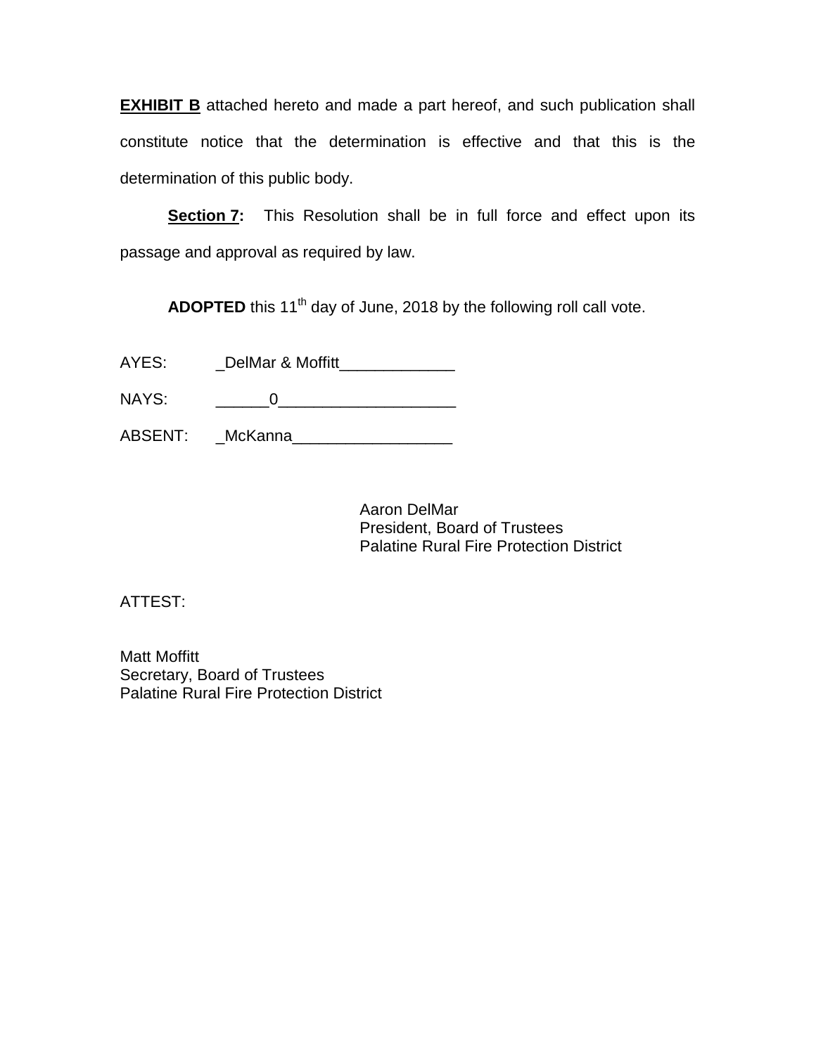**EXHIBIT B** attached hereto and made a part hereof, and such publication shall constitute notice that the determination is effective and that this is the determination of this public body.

**Section 7:** This Resolution shall be in full force and effect upon its passage and approval as required by law.

**ADOPTED** this 11th day of June, 2018 by the following roll call vote.

AYES: _DelMar & Moffitt_____________

NAYS: ______0___________________

ABSENT: _McKanna__________________

Aaron DelMar
President, Board of Trustees
Palatine Rural Fire Protection District

ATTEST:

Matt Moffitt
Secretary, Board of Trustees
Palatine Rural Fire Protection District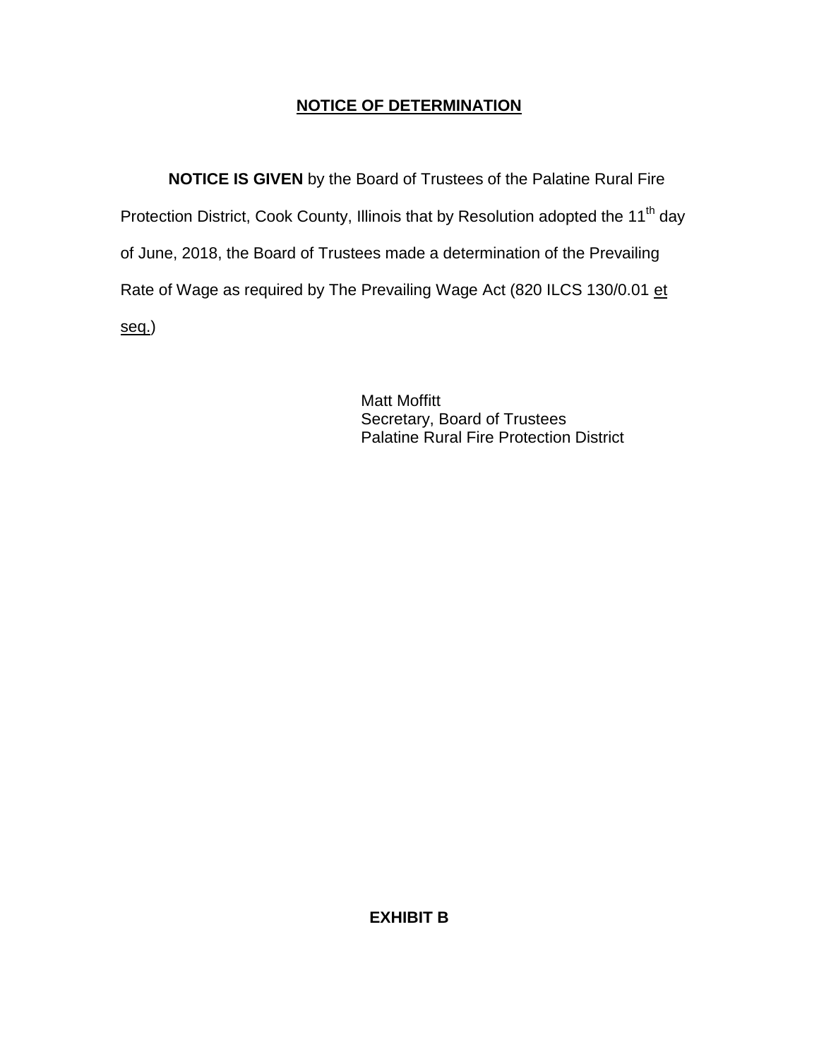# NOTICE OF DETERMINATION

**NOTICE IS GIVEN** by the Board of Trustees of the Palatine Rural Fire Protection District, Cook County, Illinois that by Resolution adopted the 11th day of June, 2018, the Board of Trustees made a determination of the Prevailing Rate of Wage as required by The Prevailing Wage Act (820 ILCS 130/0.01 et seq.)

Matt Moffitt
Secretary, Board of Trustees
Palatine Rural Fire Protection District

**EXHIBIT B**